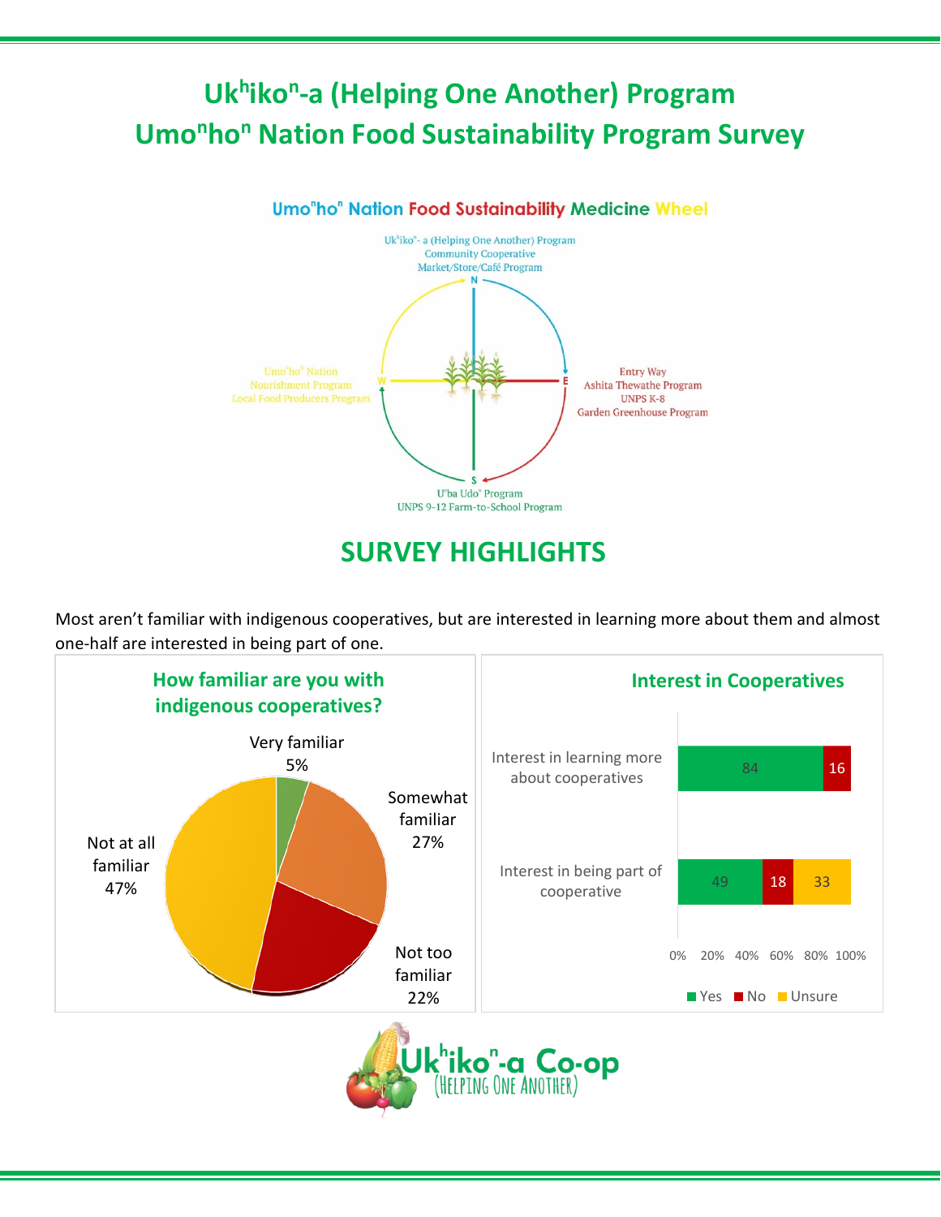# Uk[h]iko[n]-a (Helping One Another) Program
# Umo[n]ho[n] Nation Food Sustainability Program Survey

## Umo[n]ho[n] Nation Food Sustainability Medicine Wheel

Uk[h]iko[n]- a (Helping One Another) Program
Community Cooperative
Market/Store/Café Program

Entry Way
Ashita Thewathe Program
UNPS K-8
Garden Greenhouse Program

U[n]ba Udo[n] Program
UNPS 9-12 Farm-to-School Program

Umo[n]ho[n] Nation
Nourishment Program
Local Food Producers Program

## SURVEY HIGHLIGHTS

Most aren't familiar with indigenous cooperatives, but are interested in learning more about them and almost one-half are interested in being part of one.

### How familiar are you with indigenous cooperatives?

| Response | Percent |
|---|---|
| Very familiar | 5% |
| Somewhat familiar | 27% |
| Not too familiar | 22% |
| Not at all familiar | 47% |

### Interest in Cooperatives

| | Yes | No | Unsure |
|---|---|---|---|
| Interest in learning more about cooperatives | 84 | 16 | |
| Interest in being part of cooperative | 49 | 18 | 33 |

Uk[h]iko[n]-a Co-op
(Helping One Another)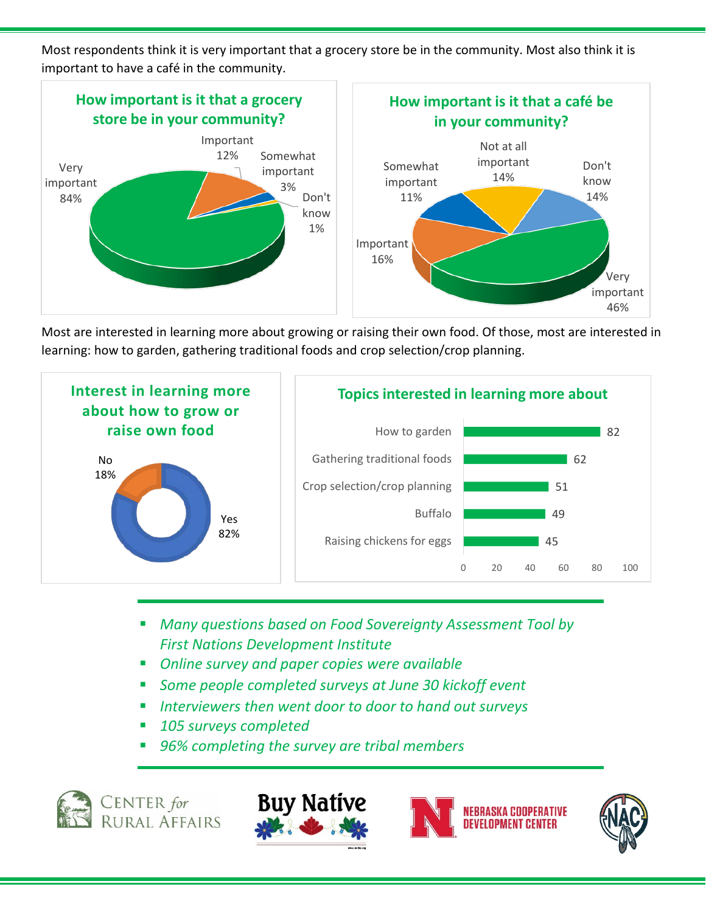Most respondents think it is very important that a grocery store be in the community. Most also think it is important to have a café in the community.

**How important is it that a grocery store be in your community?**

Very important 84%
Important 12%
Somewhat important 3%
Don't know 1%

**How important is it that a café be in your community?**

Not at all important 14%
Don't know 14%
Somewhat important 11%
Important 16%
Very important 46%

Most are interested in learning more about growing or raising their own food. Of those, most are interested in learning: how to garden, gathering traditional foods and crop selection/crop planning.

**Interest in learning more about how to grow or raise own food**

No 18%
Yes 82%

**Topics interested in learning more about**

How to garden 82
Gathering traditional foods 62
Crop selection/crop planning 51
Buffalo 49
Raising chickens for eggs 45

0 20 40 60 80 100

- *Many questions based on Food Sovereignty Assessment Tool by First Nations Development Institute*
- *Online survey and paper copies were available*
- *Some people completed surveys at June 30 kickoff event*
- *Interviewers then went door to door to hand out surveys*
- *105 surveys completed*
- *96% completing the survey are tribal members*

CENTER for RURAL AFFAIRS

Buy Native

NEBRASKA COOPERATIVE DEVELOPMENT CENTER

NAC